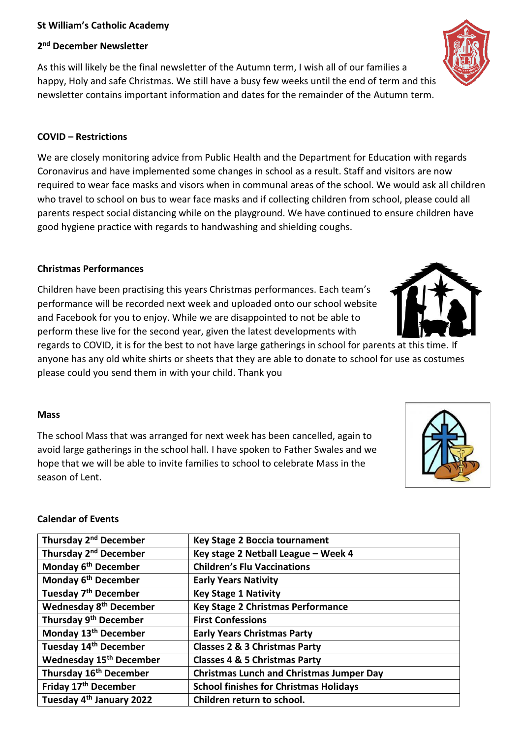**St William's Catholic Academy**

**2nd December Newsletter**

As this will likely be the final newsletter of the Autumn term, I wish all of our families a happy, Holy and safe Christmas. We still have a busy few weeks until the end of term and this newsletter contains important information and dates for the remainder of the Autumn term.

**COVID – Restrictions**

We are closely monitoring advice from Public Health and the Department for Education with regards Coronavirus and have implemented some changes in school as a result. Staff and visitors are now required to wear face masks and visors when in communal areas of the school. We would ask all children who travel to school on bus to wear face masks and if collecting children from school, please could all parents respect social distancing while on the playground. We have continued to ensure children have good hygiene practice with regards to handwashing and shielding coughs.

**Christmas Performances**

Children have been practising this years Christmas performances. Each team's performance will be recorded next week and uploaded onto our school website and Facebook for you to enjoy. While we are disappointed to not be able to perform these live for the second year, given the latest developments with regards to COVID, it is for the best to not have large gatherings in school for parents at this time. If anyone has any old white shirts or sheets that they are able to donate to school for use as costumes please could you send them in with your child. Thank you

**Mass**

The school Mass that was arranged for next week has been cancelled, again to avoid large gatherings in the school hall. I have spoken to Father Swales and we hope that we will be able to invite families to school to celebrate Mass in the season of Lent.

**Calendar of Events**

| Date | Event |
|---|---|
| Thursday 2nd December | Key Stage 2 Boccia tournament |
| Thursday 2nd December | Key stage 2 Netball League – Week 4 |
| Monday 6th December | Children's Flu Vaccinations |
| Monday 6th December | Early Years Nativity |
| Tuesday 7th December | Key Stage 1 Nativity |
| Wednesday 8th December | Key Stage 2 Christmas Performance |
| Thursday 9th December | First Confessions |
| Monday 13th December | Early Years Christmas Party |
| Tuesday 14th December | Classes 2 & 3 Christmas Party |
| Wednesday 15th December | Classes 4 & 5 Christmas Party |
| Thursday 16th December | Christmas Lunch and Christmas Jumper Day |
| Friday 17th December | School finishes for Christmas Holidays |
| Tuesday 4th January 2022 | Children return to school. |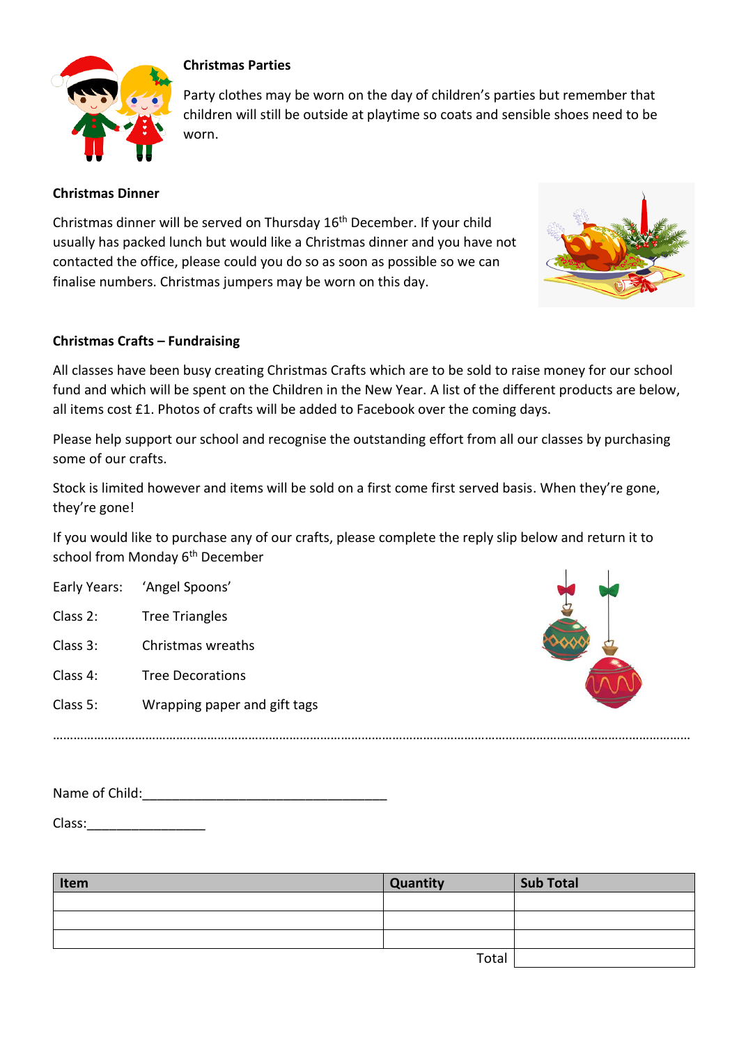**Christmas Parties**

Party clothes may be worn on the day of children's parties but remember that children will still be outside at playtime so coats and sensible shoes need to be worn.

**Christmas Dinner**

Christmas dinner will be served on Thursday 16th December. If your child usually has packed lunch but would like a Christmas dinner and you have not contacted the office, please could you do so as soon as possible so we can finalise numbers. Christmas jumpers may be worn on this day.

**Christmas Crafts – Fundraising**

All classes have been busy creating Christmas Crafts which are to be sold to raise money for our school fund and which will be spent on the Children in the New Year. A list of the different products are below, all items cost £1. Photos of crafts will be added to Facebook over the coming days.

Please help support our school and recognise the outstanding effort from all our classes by purchasing some of our crafts.

Stock is limited however and items will be sold on a first come first served basis. When they're gone, they're gone!

If you would like to purchase any of our crafts, please complete the reply slip below and return it to school from Monday 6th December

- Early Years: 'Angel Spoons'
- Class 2: Tree Triangles
- Class 3: Christmas wreaths
- Class 4: Tree Decorations
- Class 5: Wrapping paper and gift tags

…………………………………………………………………………………………………………………………………………………………

Name of Child:_________________________________

Class:________________

| Item | Quantity | Sub Total |
| --- | --- | --- |
| | | |
| | | |
| | | |
| | Total | |